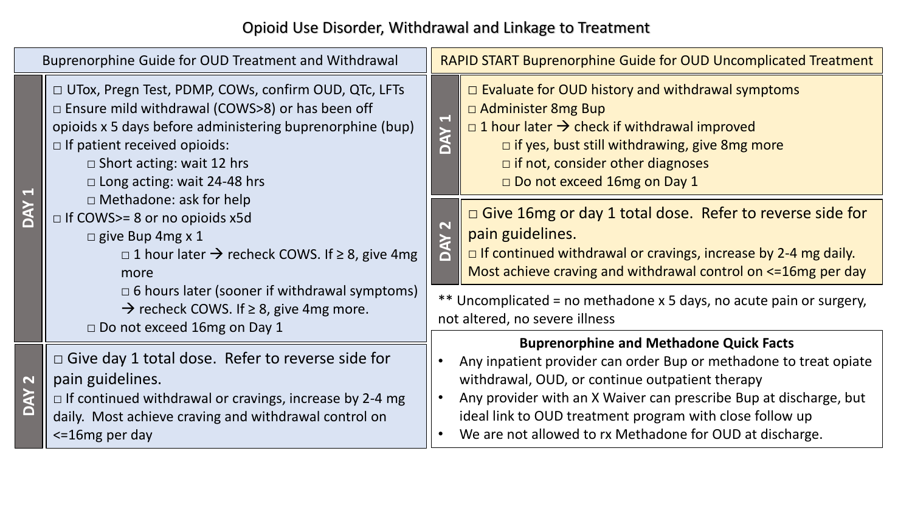# Opioid Use Disorder, Withdrawal and Linkage to Treatment

## Buprenorphine Guide for OUD Treatment and Withdrawal

### DAY 1

- □ UTox, Pregn Test, PDMP, COWs, confirm OUD, QTc, LFTs
- □ Ensure mild withdrawal (COWS>8) or has been off opioids x 5 days before administering buprenorphine (bup)
- □ If patient received opioids:
  - □ Short acting: wait 12 hrs
  - □ Long acting: wait 24-48 hrs
  - □ Methadone: ask for help
- □ If COWS>= 8 or no opioids x5d
  - □ give Bup 4mg x 1
    - □ 1 hour later → recheck COWS. If ≥ 8, give 4mg more
    - □ 6 hours later (sooner if withdrawal symptoms) → recheck COWS. If ≥ 8, give 4mg more.
  - □ Do not exceed 16mg on Day 1

### DAY 2

- □ Give day 1 total dose. Refer to reverse side for pain guidelines.
- □ If continued withdrawal or cravings, increase by 2-4 mg daily. Most achieve craving and withdrawal control on <=16mg per day

## RAPID START Buprenorphine Guide for OUD Uncomplicated Treatment

### DAY 1

- □ Evaluate for OUD history and withdrawal symptoms
- □ Administer 8mg Bup
- □ 1 hour later → check if withdrawal improved
  - □ if yes, bust still withdrawing, give 8mg more
  - □ if not, consider other diagnoses
  - □ Do not exceed 16mg on Day 1

### DAY 2

- □ Give 16mg or day 1 total dose. Refer to reverse side for pain guidelines.
- □ If continued withdrawal or cravings, increase by 2-4 mg daily. Most achieve craving and withdrawal control on <=16mg per day

** Uncomplicated = no methadone x 5 days, no acute pain or surgery, not altered, no severe illness

### Buprenorphine and Methadone Quick Facts

- Any inpatient provider can order Bup or methadone to treat opiate withdrawal, OUD, or continue outpatient therapy
- Any provider with an X Waiver can prescribe Bup at discharge, but ideal link to OUD treatment program with close follow up
- We are not allowed to rx Methadone for OUD at discharge.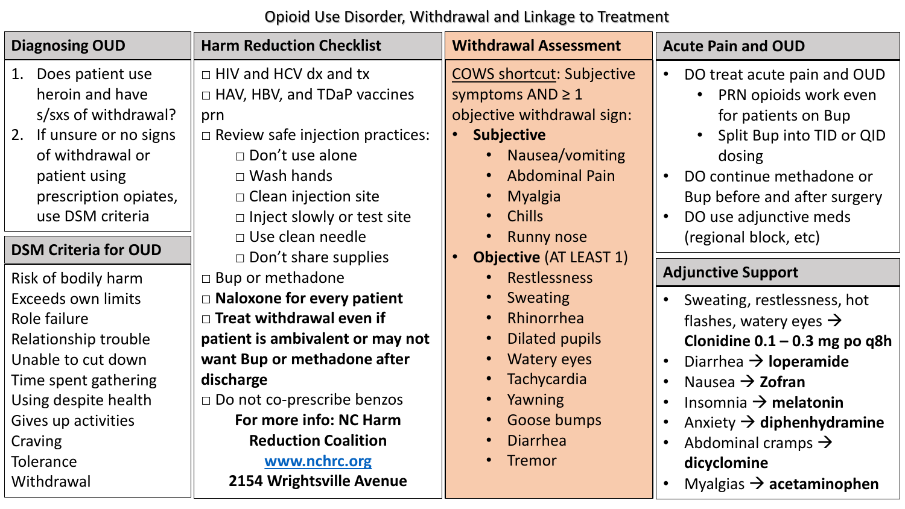# Opioid Use Disorder, Withdrawal and Linkage to Treatment

## Diagnosing OUD

1. Does patient use heroin and have s/sxs of withdrawal?
2. If unsure or no signs of withdrawal or patient using prescription opiates, use DSM criteria

## DSM Criteria for OUD

Risk of bodily harm
Exceeds own limits
Role failure
Relationship trouble
Unable to cut down
Time spent gathering
Using despite health
Gives up activities
Craving
Tolerance
Withdrawal

## Harm Reduction Checklist

- ☐ HIV and HCV dx and tx
- ☐ HAV, HBV, and TDaP vaccines prn
- ☐ Review safe injection practices:
  - ☐ Don't use alone
  - ☐ Wash hands
  - ☐ Clean injection site
  - ☐ Inject slowly or test site
  - ☐ Use clean needle
  - ☐ Don't share supplies
- ☐ Bup or methadone
- **☐ Naloxone for every patient**
- **☐ Treat withdrawal even if patient is ambivalent or may not want Bup or methadone after discharge**
- ☐ Do not co-prescribe benzos

**For more info: NC Harm Reduction Coalition**
**www.nchrc.org**
**2154 Wrightsville Avenue**

## Withdrawal Assessment

COWS shortcut: Subjective symptoms AND ≥ 1 objective withdrawal sign:

- **Subjective**
  - Nausea/vomiting
  - Abdominal Pain
  - Myalgia
  - Chills
  - Runny nose
- **Objective** (AT LEAST 1)
  - Restlessness
  - Sweating
  - Rhinorrhea
  - Dilated pupils
  - Watery eyes
  - Tachycardia
  - Yawning
  - Goose bumps
  - Diarrhea
  - Tremor

## Acute Pain and OUD

- DO treat acute pain and OUD
  - PRN opioids work even for patients on Bup
  - Split Bup into TID or QID dosing
- DO continue methadone or Bup before and after surgery
- DO use adjunctive meds (regional block, etc)

## Adjunctive Support

- Sweating, restlessness, hot flashes, watery eyes → **Clonidine 0.1 – 0.3 mg po q8h**
- Diarrhea → **loperamide**
- Nausea → **Zofran**
- Insomnia → **melatonin**
- Anxiety → **diphenhydramine**
- Abdominal cramps → **dicyclomine**
- Myalgias → **acetaminophen**